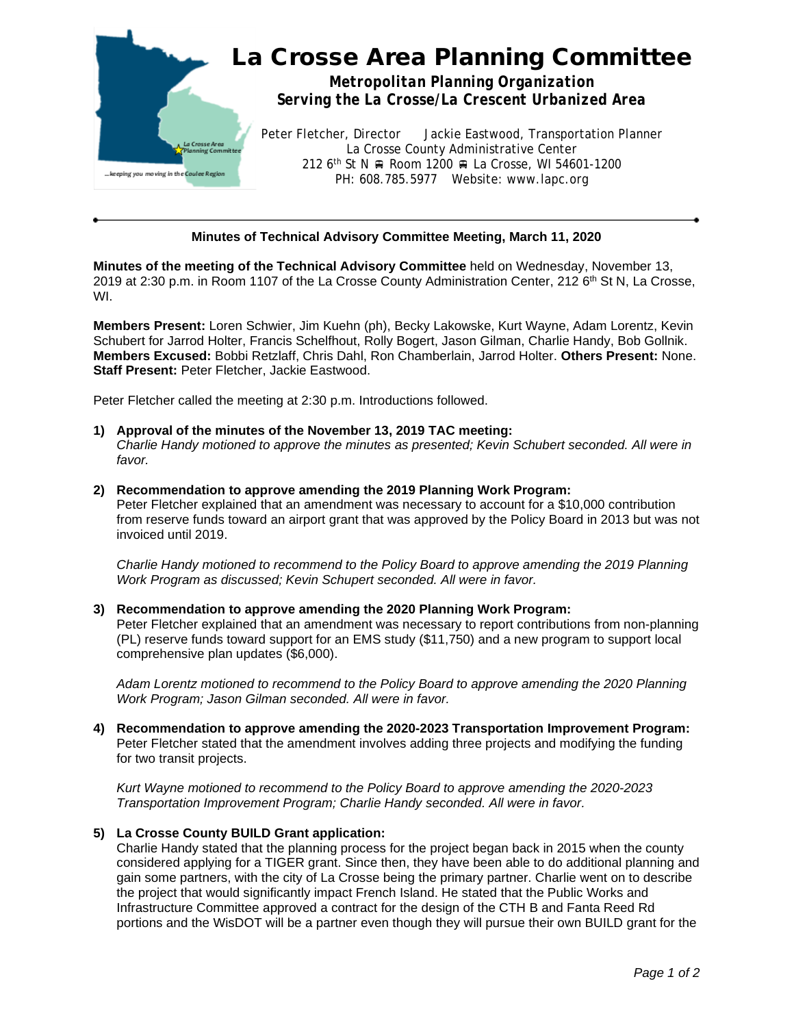# La Crosse Area Planning Committee

***Metropolitan Planning Organization***
***Serving the La Crosse/La Crescent Urbanized Area***

Peter Fletcher, Director    Jackie Eastwood, Transportation Planner
La Crosse County Administrative Center
212 6th St N ⛟ Room 1200 ⛟ La Crosse, WI 54601-1200
PH: 608.785.5977   Website: www.lapc.org

---

**Minutes of Technical Advisory Committee Meeting, March 11, 2020**

**Minutes of the meeting of the Technical Advisory Committee** held on Wednesday, November 13, 2019 at 2:30 p.m. in Room 1107 of the La Crosse County Administration Center, 212 6th St N, La Crosse, WI.

**Members Present:** Loren Schwier, Jim Kuehn (ph), Becky Lakowske, Kurt Wayne, Adam Lorentz, Kevin Schubert for Jarrod Holter, Francis Schelfhout, Rolly Bogert, Jason Gilman, Charlie Handy, Bob Gollnik. **Members Excused:** Bobbi Retzlaff, Chris Dahl, Ron Chamberlain, Jarrod Holter. **Others Present:** None. **Staff Present:** Peter Fletcher, Jackie Eastwood.

Peter Fletcher called the meeting at 2:30 p.m. Introductions followed.

1) **Approval of the minutes of the November 13, 2019 TAC meeting:**
   *Charlie Handy motioned to approve the minutes as presented; Kevin Schubert seconded. All were in favor.*

2) **Recommendation to approve amending the 2019 Planning Work Program:**
   Peter Fletcher explained that an amendment was necessary to account for a $10,000 contribution from reserve funds toward an airport grant that was approved by the Policy Board in 2013 but was not invoiced until 2019.

   *Charlie Handy motioned to recommend to the Policy Board to approve amending the 2019 Planning Work Program as discussed; Kevin Schupert seconded. All were in favor.*

3) **Recommendation to approve amending the 2020 Planning Work Program:**
   Peter Fletcher explained that an amendment was necessary to report contributions from non-planning (PL) reserve funds toward support for an EMS study ($11,750) and a new program to support local comprehensive plan updates ($6,000).

   *Adam Lorentz motioned to recommend to the Policy Board to approve amending the 2020 Planning Work Program; Jason Gilman seconded. All were in favor.*

4) **Recommendation to approve amending the 2020-2023 Transportation Improvement Program:**
   Peter Fletcher stated that the amendment involves adding three projects and modifying the funding for two transit projects.

   *Kurt Wayne motioned to recommend to the Policy Board to approve amending the 2020-2023 Transportation Improvement Program; Charlie Handy seconded. All were in favor.*

5) **La Crosse County BUILD Grant application:**
   Charlie Handy stated that the planning process for the project began back in 2015 when the county considered applying for a TIGER grant. Since then, they have been able to do additional planning and gain some partners, with the city of La Crosse being the primary partner. Charlie went on to describe the project that would significantly impact French Island. He stated that the Public Works and Infrastructure Committee approved a contract for the design of the CTH B and Fanta Reed Rd portions and the WisDOT will be a partner even though they will pursue their own BUILD grant for the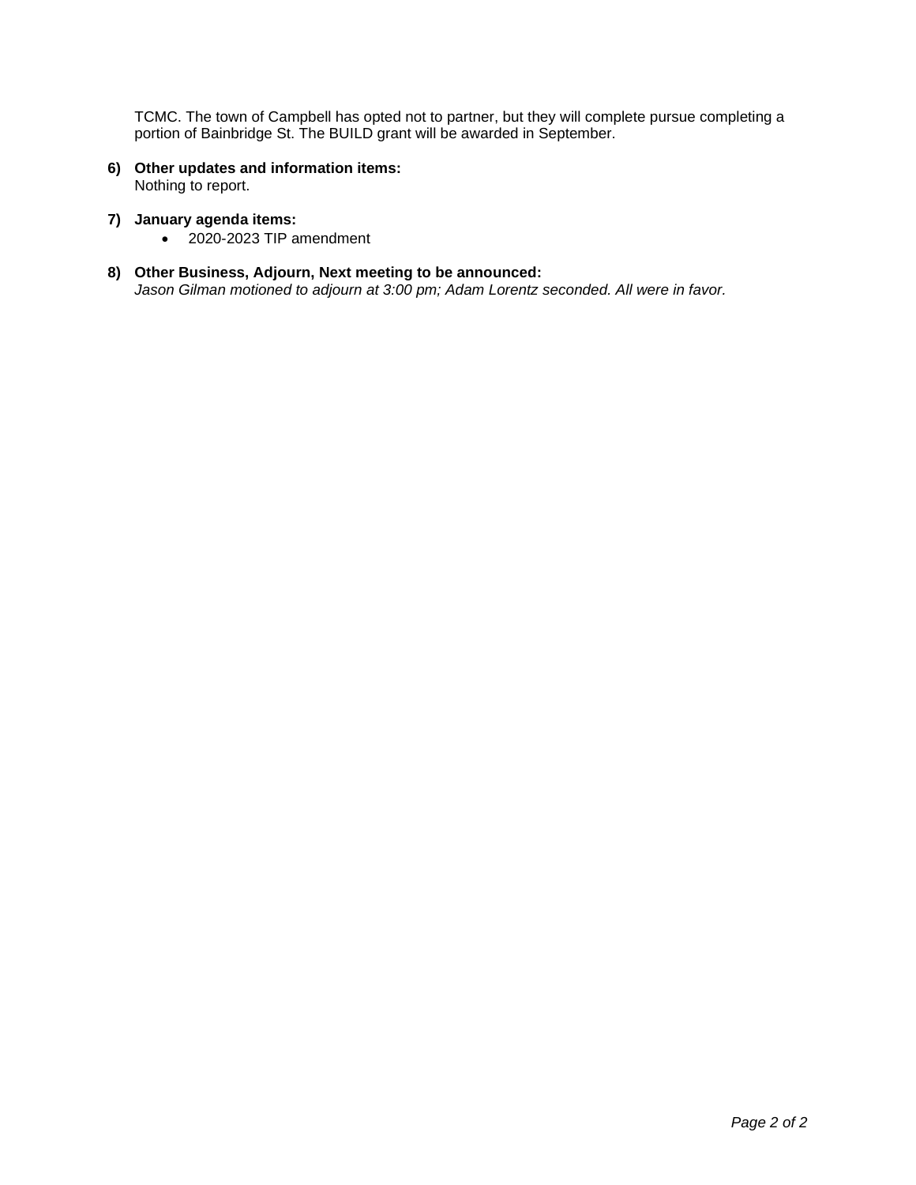TCMC. The town of Campbell has opted not to partner, but they will complete pursue completing a portion of Bainbridge St. The BUILD grant will be awarded in September.

6) **Other updates and information items:**
Nothing to report.

7) **January agenda items:**
   - 2020-2023 TIP amendment

8) **Other Business, Adjourn, Next meeting to be announced:**
*Jason Gilman motioned to adjourn at 3:00 pm; Adam Lorentz seconded. All were in favor.*